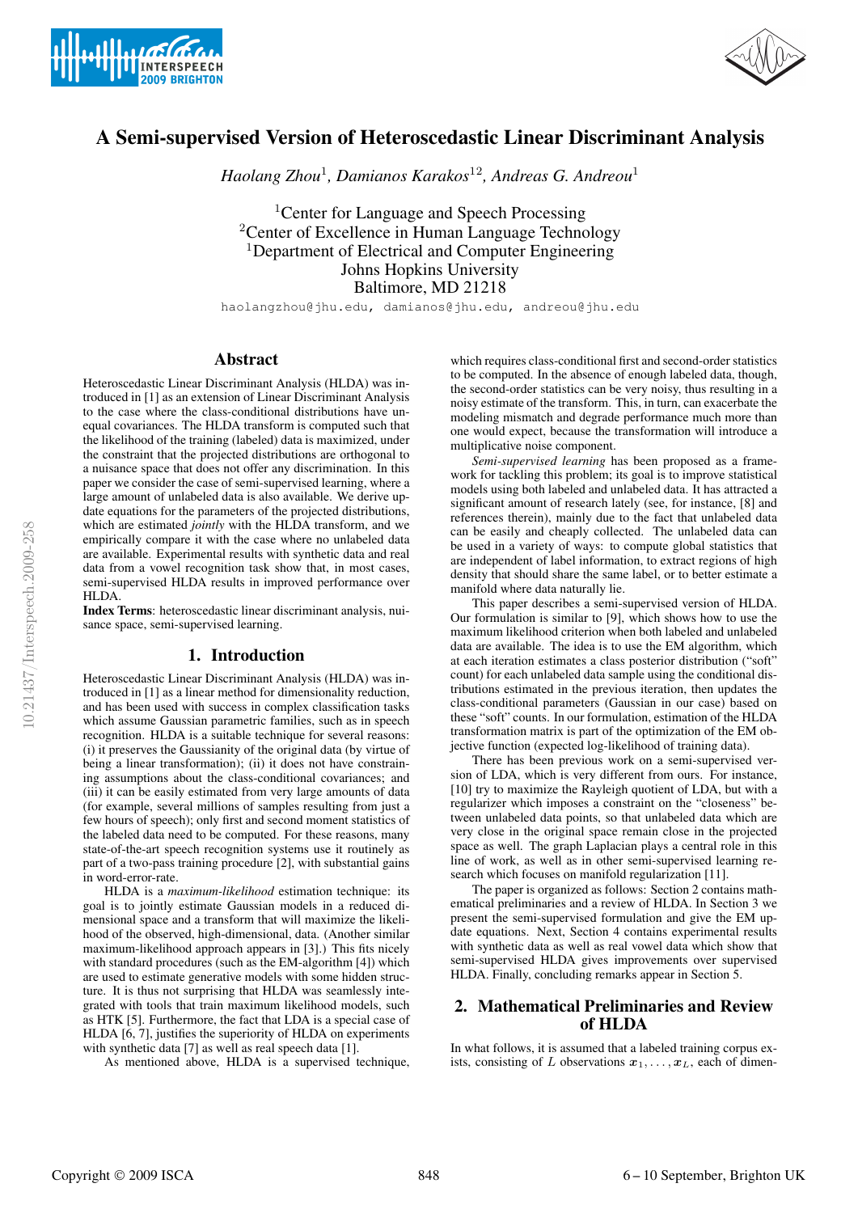# A Semi-supervised Version of Heteroscedastic Linear Discriminant Analysis

*Haolang Zhou*[1], *Damianos Karakos*[12], *Andreas G. Andreou*[1]

[1]Center for Language and Speech Processing
[2]Center of Excellence in Human Language Technology
[1]Department of Electrical and Computer Engineering
Johns Hopkins University
Baltimore, MD 21218

haolangzhou@jhu.edu, damianos@jhu.edu, andreou@jhu.edu

## Abstract

Heteroscedastic Linear Discriminant Analysis (HLDA) was introduced in [1] as an extension of Linear Discriminant Analysis to the case where the class-conditional distributions have unequal covariances. The HLDA transform is computed such that the likelihood of the training (labeled) data is maximized, under the constraint that the projected distributions are orthogonal to a nuisance space that does not offer any discrimination. In this paper we consider the case of semi-supervised learning, where a large amount of unlabeled data is also available. We derive update equations for the parameters of the projected distributions, which are estimated *jointly* with the HLDA transform, and we empirically compare it with the case where no unlabeled data are available. Experimental results with synthetic data and real data from a vowel recognition task show that, in most cases, semi-supervised HLDA results in improved performance over HLDA.

**Index Terms**: heteroscedastic linear discriminant analysis, nuisance space, semi-supervised learning.

## 1. Introduction

Heteroscedastic Linear Discriminant Analysis (HLDA) was introduced in [1] as a linear method for dimensionality reduction, and has been used with success in complex classification tasks which assume Gaussian parametric families, such as in speech recognition. HLDA is a suitable technique for several reasons: (i) it preserves the Gaussianity of the original data (by virtue of being a linear transformation); (ii) it does not have constraining assumptions about the class-conditional covariances; and (iii) it can be easily estimated from very large amounts of data (for example, several millions of samples resulting from just a few hours of speech); only first and second moment statistics of the labeled data need to be computed. For these reasons, many state-of-the-art speech recognition systems use it routinely as part of a two-pass training procedure [2], with substantial gains in word-error-rate.

HLDA is a *maximum-likelihood* estimation technique: its goal is to jointly estimate Gaussian models in a reduced dimensional space and a transform that will maximize the likelihood of the observed, high-dimensional, data. (Another similar maximum-likelihood approach appears in [3].) This fits nicely with standard procedures (such as the EM-algorithm [4]) which are used to estimate generative models with some hidden structure. It is thus not surprising that HLDA was seamlessly integrated with tools that train maximum likelihood models, such as HTK [5]. Furthermore, the fact that LDA is a special case of HLDA [6, 7], justifies the superiority of HLDA on experiments with synthetic data [7] as well as real speech data [1].

As mentioned above, HLDA is a supervised technique, which requires class-conditional first and second-order statistics to be computed. In the absence of enough labeled data, though, the second-order statistics can be very noisy, thus resulting in a noisy estimate of the transform. This, in turn, can exacerbate the modeling mismatch and degrade performance much more than one would expect, because the transformation will introduce a multiplicative noise component.

*Semi-supervised learning* has been proposed as a framework for tackling this problem; its goal is to improve statistical models using both labeled and unlabeled data. It has attracted a significant amount of research lately (see, for instance, [8] and references therein), mainly due to the fact that unlabeled data can be easily and cheaply collected. The unlabeled data can be used in a variety of ways: to compute global statistics that are independent of label information, to extract regions of high density that should share the same label, or to better estimate a manifold where data naturally lie.

This paper describes a semi-supervised version of HLDA. Our formulation is similar to [9], which shows how to use the maximum likelihood criterion when both labeled and unlabeled data are available. The idea is to use the EM algorithm, which at each iteration estimates a class posterior distribution ("soft" count) for each unlabeled data sample using the conditional distributions estimated in the previous iteration, then updates the class-conditional parameters (Gaussian in our case) based on these "soft" counts. In our formulation, estimation of the HLDA transformation matrix is part of the optimization of the EM objective function (expected log-likelihood of training data).

There has been previous work on a semi-supervised version of LDA, which is very different from ours. For instance, [10] try to maximize the Rayleigh quotient of LDA, but with a regularizer which imposes a constraint on the "closeness" between unlabeled data points, so that unlabeled data which are very close in the original space remain close in the projected space as well. The graph Laplacian plays a central role in this line of work, as well as in other semi-supervised learning research which focuses on manifold regularization [11].

The paper is organized as follows: Section 2 contains mathematical preliminaries and a review of HLDA. In Section 3 we present the semi-supervised formulation and give the EM update equations. Next, Section 4 contains experimental results with synthetic data as well as real vowel data which show that semi-supervised HLDA gives improvements over supervised HLDA. Finally, concluding remarks appear in Section 5.

## 2. Mathematical Preliminaries and Review of HLDA

In what follows, it is assumed that a labeled training corpus exists, consisting of $L$ observations $\boldsymbol{x}_1, \ldots, \boldsymbol{x}_L$, each of dimen-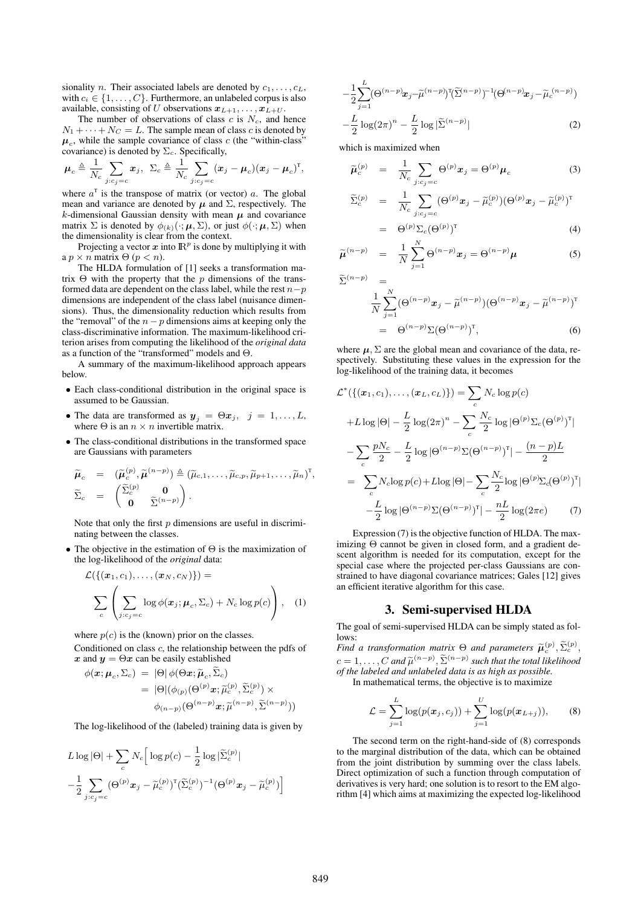sionality $n$. Their associated labels are denoted by $c_1, \ldots, c_L$, with $c_i \in \{1, \ldots, C\}$. Furthermore, an unlabeled corpus is also available, consisting of $U$ observations $\boldsymbol{x}_{L+1}, \ldots, \boldsymbol{x}_{L+U}$.

The number of observations of class $c$ is $N_c$, and hence $N_1 + \cdots + N_C = L$. The sample mean of class $c$ is denoted by $\boldsymbol{\mu}_c$, while the sample covariance of class $c$ (the "within-class" covariance) is denoted by $\Sigma_c$. Specifically,

$$\boldsymbol{\mu}_c \triangleq \frac{1}{N_c} \sum_{j:c_j=c} \boldsymbol{x}_j, \;\; \Sigma_c \triangleq \frac{1}{N_c} \sum_{j:c_j=c} (\boldsymbol{x}_j - \boldsymbol{\mu}_c)(\boldsymbol{x}_j - \boldsymbol{\mu}_c)^{\mathsf{T}},$$

where $a^{\mathsf{T}}$ is the transpose of matrix (or vector) $a$. The global mean and variance are denoted by $\boldsymbol{\mu}$ and $\Sigma$, respectively. The $k$-dimensional Gaussian density with mean $\boldsymbol{\mu}$ and covariance matrix $\Sigma$ is denoted by $\phi_{(k)}(\cdot; \boldsymbol{\mu}, \Sigma)$, or just $\phi(\cdot; \boldsymbol{\mu}, \Sigma)$ when the dimensionality is clear from the context.

Projecting a vector $\boldsymbol{x}$ into $\mathbb{R}^p$ is done by multiplying it with a $p \times n$ matrix $\Theta$ $(p < n)$.

The HLDA formulation of [1] seeks a transformation matrix $\Theta$ with the property that the $p$ dimensions of the transformed data are dependent on the class label, while the rest $n-p$ dimensions are independent of the class label (nuisance dimensions). Thus, the dimensionality reduction which results from the "removal" of the $n-p$ dimensions aims at keeping only the class-discriminative information. The maximum-likelihood criterion arises from computing the likelihood of the *original data* as a function of the "transformed" models and $\Theta$.

A summary of the maximum-likelihood approach appears below.

- Each class-conditional distribution in the original space is assumed to be Gaussian.
- The data are transformed as $\boldsymbol{y}_j = \Theta \boldsymbol{x}_j, \;\; j = 1, \ldots, L$, where $\Theta$ is an $n \times n$ invertible matrix.
- The class-conditional distributions in the transformed space are Gaussians with parameters

$$\begin{aligned}
\widetilde{\boldsymbol{\mu}}_c &= (\widetilde{\mu}_c^{(p)}, \widetilde{\boldsymbol{\mu}}^{(n-p)}) \triangleq (\widetilde{\mu}_{c,1}, \ldots, \widetilde{\mu}_{c,p}, \widetilde{\mu}_{p+1}, \ldots, \widetilde{\mu}_n)^{\mathsf{T}}, \\
\widetilde{\Sigma}_c &= \begin{pmatrix} \widetilde{\Sigma}_c^{(p)} & \mathbf{0} \\ \mathbf{0} & \widetilde{\Sigma}^{(n-p)} \end{pmatrix}.
\end{aligned}$$

  Note that only the first $p$ dimensions are useful in discriminating between the classes.

- The objective in the estimation of $\Theta$ is the maximization of the log-likelihood of the *original* data:

$$\mathcal{L}(\{(\boldsymbol{x}_1, c_1), \ldots, (\boldsymbol{x}_N, c_N)\}) = \sum_c \left( \sum_{j:c_j=c} \log \phi(\boldsymbol{x}_j; \boldsymbol{\mu}_c, \Sigma_c) + N_c \log p(c) \right), \quad (1)$$

  where $p(c)$ is the (known) prior on the classes.

  Conditioned on class $c$, the relationship between the pdfs of $\boldsymbol{x}$ and $\boldsymbol{y} = \Theta \boldsymbol{x}$ can be easily established

$$\begin{aligned}
\phi(\boldsymbol{x}; \boldsymbol{\mu}_c, \Sigma_c) &= |\Theta| \, \phi(\Theta \boldsymbol{x}; \widetilde{\boldsymbol{\mu}}_c, \widetilde{\Sigma}_c) \\
&= |\Theta| (\phi_{(p)}(\Theta^{(p)} \boldsymbol{x}; \widetilde{\mu}_c^{(p)}, \widetilde{\Sigma}_c^{(p)}) \times \\
&\quad \phi_{(n-p)}(\Theta^{(n-p)} \boldsymbol{x}; \widetilde{\mu}^{(n-p)}, \widetilde{\Sigma}^{(n-p)}))
\end{aligned}$$

  The log-likelihood of the (labeled) training data is given by

$$\begin{aligned}
& L \log |\Theta| + \sum_c N_c \Big[ \log p(c) - \frac{1}{2} \log |\widetilde{\Sigma}_c^{(p)}| \\
& - \frac{1}{2} \sum_{j:c_j=c} (\Theta^{(p)} \boldsymbol{x}_j - \widetilde{\mu}_c^{(p)})^{\mathsf{T}} (\widetilde{\Sigma}_c^{(p)})^{-1} (\Theta^{(p)} \boldsymbol{x}_j - \widetilde{\mu}_c^{(p)}) \Big] \\
& - \frac{1}{2} \sum_{j=1}^{L} (\Theta^{(n-p)} \boldsymbol{x}_j - \widetilde{\mu}^{(n-p)})^{\mathsf{T}} (\widetilde{\Sigma}^{(n-p)})^{-1} (\Theta^{(n-p)} \boldsymbol{x}_j - \widetilde{\mu}_c^{(n-p)}) \\
& - \frac{L}{2} \log (2\pi)^n - \frac{L}{2} \log |\widetilde{\Sigma}^{(n-p)}| \qquad (2)
\end{aligned}$$

  which is maximized when

$$\begin{aligned}
\widetilde{\boldsymbol{\mu}}_c^{(p)} &= \frac{1}{N_c} \sum_{j:c_j=c} \Theta^{(p)} \boldsymbol{x}_j = \Theta^{(p)} \boldsymbol{\mu}_c \qquad (3) \\
\widetilde{\Sigma}_c^{(p)} &= \frac{1}{N_c} \sum_{j:c_j=c} (\Theta^{(p)} \boldsymbol{x}_j - \widetilde{\mu}_c^{(p)})(\Theta^{(p)} \boldsymbol{x}_j - \widetilde{\mu}_c^{(p)})^{\mathsf{T}} \\
&= \Theta^{(p)} \Sigma_c (\Theta^{(p)})^{\mathsf{T}} \qquad (4) \\
\widetilde{\boldsymbol{\mu}}^{(n-p)} &= \frac{1}{N} \sum_{j=1}^{N} \Theta^{(n-p)} \boldsymbol{x}_j = \Theta^{(n-p)} \boldsymbol{\mu} \qquad (5) \\
\widetilde{\Sigma}^{(n-p)} &= \\
& \frac{1}{N} \sum_{j=1}^{N} (\Theta^{(n-p)} \boldsymbol{x}_j - \widetilde{\mu}^{(n-p)})(\Theta^{(n-p)} \boldsymbol{x}_j - \widetilde{\mu}^{(n-p)})^{\mathsf{T}} \\
&= \Theta^{(n-p)} \Sigma (\Theta^{(n-p)})^{\mathsf{T}}, \qquad (6)
\end{aligned}$$

  where $\boldsymbol{\mu}, \Sigma$ are the global mean and covariance of the data, respectively. Substituting these values in the expression for the log-likelihood of the training data, it becomes

$$\begin{aligned}
& \mathcal{L}^*(\{(\boldsymbol{x}_1, c_1), \ldots, (\boldsymbol{x}_L, c_L)\}) = \sum_c N_c \log p(c) \\
& + L \log |\Theta| - \frac{L}{2} \log (2\pi)^n - \sum_c \frac{N_c}{2} \log |\Theta^{(p)} \Sigma_c (\Theta^{(p)})^{\mathsf{T}}| \\
& - \sum_c \frac{p N_c}{2} - \frac{L}{2} \log |\Theta^{(n-p)} \Sigma (\Theta^{(n-p)})^{\mathsf{T}}| - \frac{(n-p)L}{2} \\
& = \sum_c N_c \log p(c) + L \log |\Theta| - \sum_c \frac{N_c}{2} \log |\Theta^{(p)} \Sigma_c (\Theta^{(p)})^{\mathsf{T}}| \\
& \quad - \frac{L}{2} \log |\Theta^{(n-p)} \Sigma (\Theta^{(n-p)})^{\mathsf{T}}| - \frac{nL}{2} \log (2\pi e) \qquad (7)
\end{aligned}$$

Expression (7) is the objective function of HLDA. The maximizing $\Theta$ cannot be given in closed form, and a gradient descent algorithm is needed for its computation, except for the special case where the projected per-class Gaussians are constrained to have diagonal covariance matrices; Gales [12] gives an efficient iterative algorithm for this case.

## 3. Semi-supervised HLDA

The goal of semi-supervised HLDA can be simply stated as follows:

*Find a transformation matrix $\Theta$ and parameters $\widetilde{\boldsymbol{\mu}}_c^{(p)}, \widetilde{\Sigma}_c^{(p)}$, $c = 1, \ldots, C$ and $\widetilde{\mu}^{(n-p)}, \widetilde{\Sigma}^{(n-p)}$ such that the total likelihood of the labeled and unlabeled data is as high as possible.*

In mathematical terms, the objective is to maximize

$$\mathcal{L} = \sum_{j=1}^{L} \log(p(\boldsymbol{x}_j, c_j)) + \sum_{j=1}^{U} \log(p(\boldsymbol{x}_{L+j})), \qquad (8)$$

The second term on the right-hand-side of (8) corresponds to the marginal distribution of the data, which can be obtained from the joint distribution by summing over the class labels. Direct optimization of such a function through computation of derivatives is very hard; one solution is to resort to the EM algorithm [4] which aims at maximizing the expected log-likelihood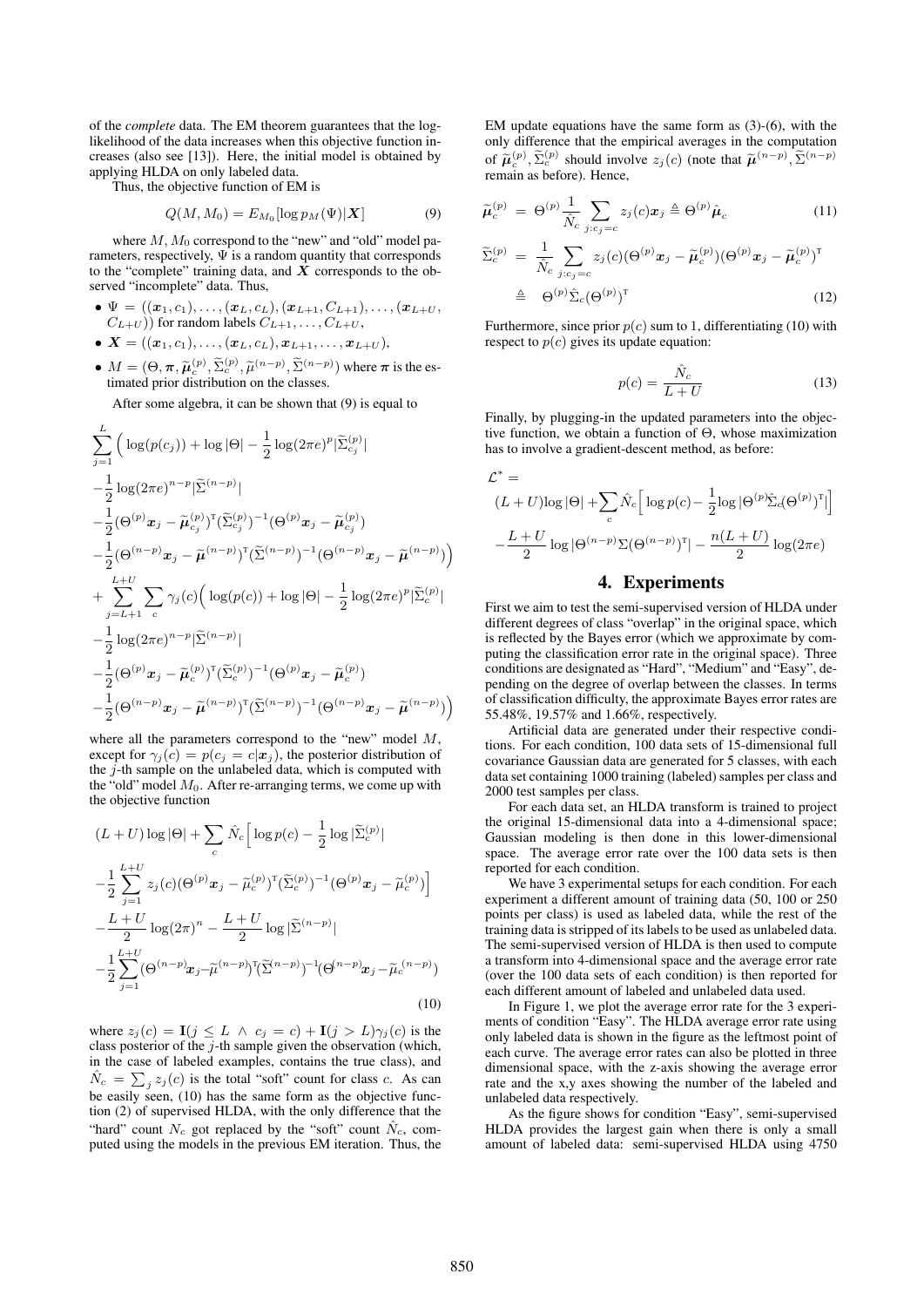of the *complete* data. The EM theorem guarantees that the log-likelihood of the data increases when this objective function increases (also see [13]). Here, the initial model is obtained by applying HLDA on only labeled data.

Thus, the objective function of EM is

$$Q(M, M_0) = E_{M_0}[\log p_M(\Psi)|\boldsymbol{X}] \tag{9}$$

where $M, M_0$ correspond to the "new" and "old" model parameters, respectively, $\Psi$ is a random quantity that corresponds to the "complete" training data, and $\boldsymbol{X}$ corresponds to the observed "incomplete" data. Thus,

- $\Psi = ((\boldsymbol{x}_1, c_1), \ldots, (\boldsymbol{x}_L, c_L), (\boldsymbol{x}_{L+1}, C_{L+1}), \ldots, (\boldsymbol{x}_{L+U}, C_{L+U}))$ for random labels $C_{L+1}, \ldots, C_{L+U}$,
- $\boldsymbol{X} = ((\boldsymbol{x}_1, c_1), \ldots, (\boldsymbol{x}_L, c_L), \boldsymbol{x}_{L+1}, \ldots, \boldsymbol{x}_{L+U})$,
- $M = (\Theta, \boldsymbol{\pi}, \widetilde{\boldsymbol{\mu}}_c^{(p)}, \widetilde{\Sigma}_c^{(p)}, \widetilde{\mu}^{(n-p)}, \widetilde{\Sigma}^{(n-p)})$ where $\boldsymbol{\pi}$ is the estimated prior distribution on the classes.

After some algebra, it can be shown that (9) is equal to

$$\begin{aligned}
&\sum_{j=1}^{L} \Big( \log(p(c_j)) + \log|\Theta| - \frac{1}{2}\log(2\pi e)^p|\widetilde{\Sigma}_{c_j}^{(p)}| \\
&-\frac{1}{2}\log(2\pi e)^{n-p}|\widetilde{\Sigma}^{(n-p)}| \\
&-\frac{1}{2}(\Theta^{(p)}\boldsymbol{x}_j - \widetilde{\boldsymbol{\mu}}_{c_j}^{(p)})^{\mathsf{T}}(\widetilde{\Sigma}_{c_j}^{(p)})^{-1}(\Theta^{(p)}\boldsymbol{x}_j - \widetilde{\boldsymbol{\mu}}_{c_j}^{(p)}) \\
&-\frac{1}{2}(\Theta^{(n-p)}\boldsymbol{x}_j - \widetilde{\boldsymbol{\mu}}^{(n-p)})^{\mathsf{T}}(\widetilde{\Sigma}^{(n-p)})^{-1}(\Theta^{(n-p)}\boldsymbol{x}_j - \widetilde{\boldsymbol{\mu}}^{(n-p)})\Big) \\
&+\sum_{j=L+1}^{L+U}\sum_{c}\gamma_j(c)\Big(\log(p(c)) + \log|\Theta| - \frac{1}{2}\log(2\pi e)^p|\widetilde{\Sigma}_c^{(p)}| \\
&-\frac{1}{2}\log(2\pi e)^{n-p}|\widetilde{\Sigma}^{(n-p)}| \\
&-\frac{1}{2}(\Theta^{(p)}\boldsymbol{x}_j - \widetilde{\boldsymbol{\mu}}_c^{(p)})^{\mathsf{T}}(\widetilde{\Sigma}_c^{(p)})^{-1}(\Theta^{(p)}\boldsymbol{x}_j - \widetilde{\boldsymbol{\mu}}_c^{(p)}) \\
&-\frac{1}{2}(\Theta^{(n-p)}\boldsymbol{x}_j - \widetilde{\boldsymbol{\mu}}^{(n-p)})^{\mathsf{T}}(\widetilde{\Sigma}^{(n-p)})^{-1}(\Theta^{(n-p)}\boldsymbol{x}_j - \widetilde{\boldsymbol{\mu}}^{(n-p)})\Big)
\end{aligned}$$

where all the parameters correspond to the "new" model $M$, except for $\gamma_j(c) = p(c_j = c|\boldsymbol{x}_j)$, the posterior distribution of the $j$-th sample on the unlabeled data, which is computed with the "old" model $M_0$. After re-arranging terms, we come up with the objective function

$$\begin{aligned}
&(L+U)\log|\Theta| + \sum_c \hat{N}_c\Big[\log p(c) - \frac{1}{2}\log|\widetilde{\Sigma}_c^{(p)}| \\
&-\frac{1}{2}\sum_{j=1}^{L+U} z_j(c)(\Theta^{(p)}\boldsymbol{x}_j - \widetilde{\mu}_c^{(p)})^{\mathsf{T}}(\widetilde{\Sigma}_c^{(p)})^{-1}(\Theta^{(p)}\boldsymbol{x}_j - \widetilde{\mu}_c^{(p)})\Big] \\
&-\frac{L+U}{2}\log(2\pi)^n - \frac{L+U}{2}\log|\widetilde{\Sigma}^{(n-p)}| \\
&-\frac{1}{2}\sum_{j=1}^{L+U}(\Theta^{(n-p)}\boldsymbol{x}_j - \widetilde{\mu}^{(n-p)})^{\mathsf{T}}(\widetilde{\Sigma}^{(n-p)})^{-1}(\Theta^{(n-p)}\boldsymbol{x}_j - \widetilde{\mu}_c^{(n-p)})
\end{aligned} \tag{10}$$

where $z_j(c) = \mathbf{I}(j \leq L \ \wedge \ c_j = c) + \mathbf{I}(j > L)\gamma_j(c)$ is the class posterior of the $j$-th sample given the observation (which, in the case of labeled examples, contains the true class), and $\hat{N}_c = \sum_j z_j(c)$ is the total "soft" count for class $c$. As can be easily seen, (10) has the same form as the objective function (2) of supervised HLDA, with the only difference that the "hard" count $N_c$ got replaced by the "soft" count $\hat{N}_c$, computed using the models in the previous EM iteration. Thus, the EM update equations have the same form as (3)-(6), with the only difference that the empirical averages in the computation of $\widetilde{\boldsymbol{\mu}}_c^{(p)}, \widetilde{\Sigma}_c^{(p)}$ should involve $z_j(c)$ (note that $\widetilde{\boldsymbol{\mu}}^{(n-p)}, \widetilde{\Sigma}^{(n-p)}$ remain as before). Hence,

$$\widetilde{\boldsymbol{\mu}}_c^{(p)} = \Theta^{(p)}\frac{1}{\hat{N}_c}\sum_{j:c_j=c} z_j(c)\boldsymbol{x}_j \triangleq \Theta^{(p)}\hat{\boldsymbol{\mu}}_c \tag{11}$$

$$\begin{aligned}
\widetilde{\Sigma}_c^{(p)} &= \frac{1}{\hat{N}_c}\sum_{j:c_j=c} z_j(c)(\Theta^{(p)}\boldsymbol{x}_j - \widetilde{\boldsymbol{\mu}}_c^{(p)})(\Theta^{(p)}\boldsymbol{x}_j - \widetilde{\boldsymbol{\mu}}_c^{(p)})^{\mathsf{T}} \\
&\triangleq \Theta^{(p)}\hat{\Sigma}_c(\Theta^{(p)})^{\mathsf{T}}
\end{aligned} \tag{12}$$

Furthermore, since prior $p(c)$ sum to 1, differentiating (10) with respect to $p(c)$ gives its update equation:

$$p(c) = \frac{\hat{N}_c}{L+U} \tag{13}$$

Finally, by plugging-in the updated parameters into the objective function, we obtain a function of $\Theta$, whose maximization has to involve a gradient-descent method, as before:

$$\begin{aligned}
\mathcal{L}^* &= \\
&(L+U)\log|\Theta| + \sum_c \hat{N}_c\Big[\log p(c) - \frac{1}{2}\log|\Theta^{(p)}\hat{\Sigma}_c(\Theta^{(p)})^{\mathsf{T}}|\Big] \\
&-\frac{L+U}{2}\log|\Theta^{(n-p)}\Sigma(\Theta^{(n-p)})^{\mathsf{T}}| - \frac{n(L+U)}{2}\log(2\pi e)
\end{aligned}$$

# 4. Experiments

First we aim to test the semi-supervised version of HLDA under different degrees of class "overlap" in the original space, which is reflected by the Bayes error (which we approximate by computing the classification error rate in the original space). Three conditions are designated as "Hard", "Medium" and "Easy", depending on the degree of overlap between the classes. In terms of classification difficulty, the approximate Bayes error rates are 55.48%, 19.57% and 1.66%, respectively.

Artificial data are generated under their respective conditions. For each condition, 100 data sets of 15-dimensional full covariance Gaussian data are generated for 5 classes, with each data set containing 1000 training (labeled) samples per class and 2000 test samples per class.

For each data set, an HLDA transform is trained to project the original 15-dimensional data into a 4-dimensional space; Gaussian modeling is then done in this lower-dimensional space. The average error rate over the 100 data sets is then reported for each condition.

We have 3 experimental setups for each condition. For each experiment a different amount of training data (50, 100 or 250 points per class) is used as labeled data, while the rest of the training data is stripped of its labels to be used as unlabeled data. The semi-supervised version of HLDA is then used to compute a transform into 4-dimensional space and the average error rate (over the 100 data sets of each condition) is then reported for each different amount of labeled and unlabeled data used.

In Figure 1, we plot the average error rate for the 3 experiments of condition "Easy". The HLDA average error rate using only labeled data is shown in the figure as the leftmost point of each curve. The average error rates can also be plotted in three dimensional space, with the z-axis showing the average error rate and the x,y axes showing the number of the labeled and unlabeled data respectively.

As the figure shows for condition "Easy", semi-supervised HLDA provides the largest gain when there is only a small amount of labeled data: semi-supervised HLDA using 4750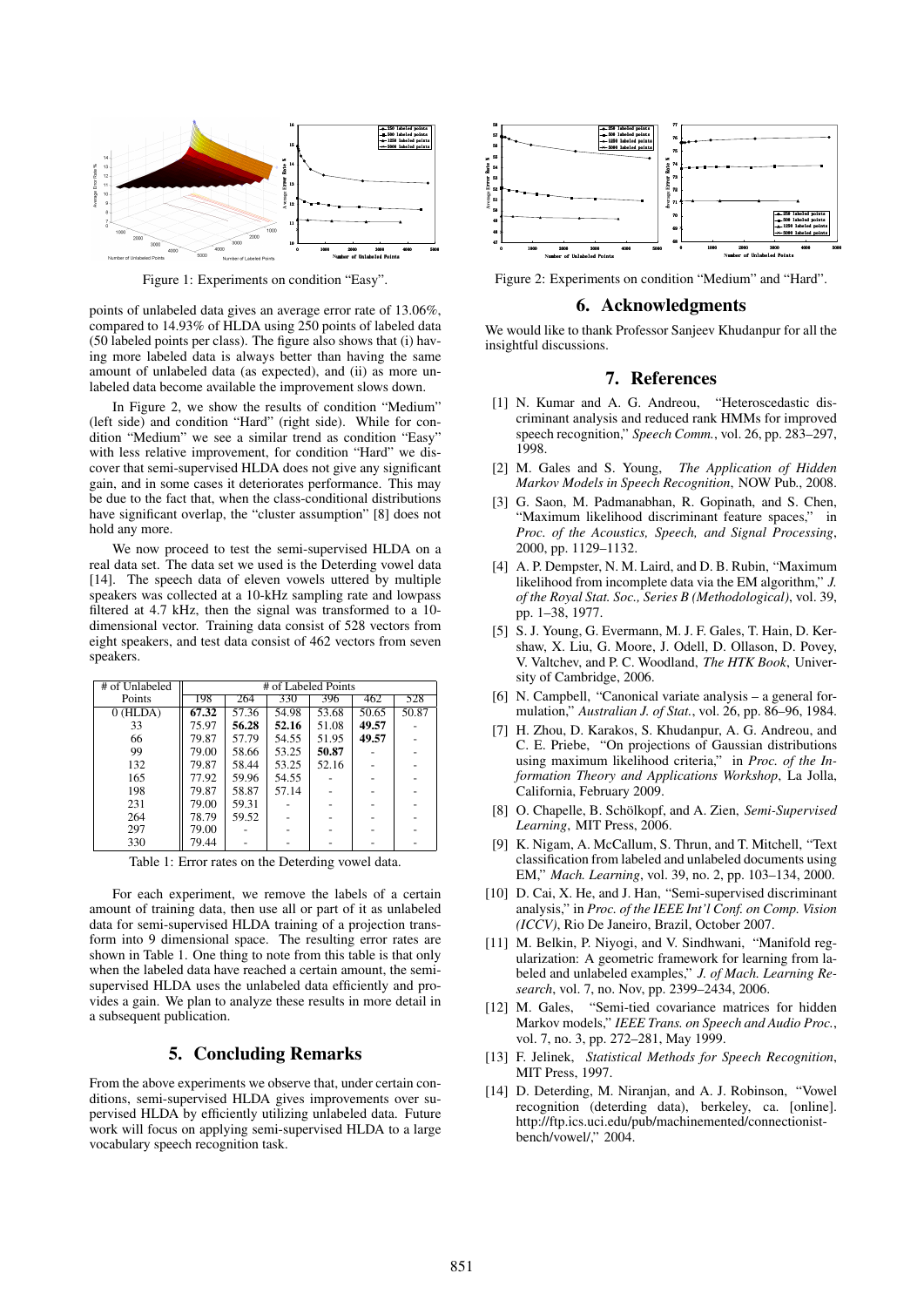Average Error Rate %

Number of Unlabeled Points

Number of Labeled Points

250 labeled points
500 labeled points
1250 labeled points
5000 labeled points

Average Error Rate %

Number of Unlabeled Points

Figure 1: Experiments on condition "Easy".

points of unlabeled data gives an average error rate of 13.06%, compared to 14.93% of HLDA using 250 points of labeled data (50 labeled points per class). The figure also shows that (i) having more labeled data is always better than having the same amount of unlabeled data (as expected), and (ii) as more unlabeled data become available the improvement slows down.

In Figure 2, we show the results of condition "Medium" (left side) and condition "Hard" (right side). While for condition "Medium" we see a similar trend as condition "Easy" with less relative improvement, for condition "Hard" we discover that semi-supervised HLDA does not give any significant gain, and in some cases it deteriorates performance. This may be due to the fact that, when the class-conditional distributions have significant overlap, the "cluster assumption" [8] does not hold any more.

We now proceed to test the semi-supervised HLDA on a real data set. The data set we used is the Deterding vowel data [14]. The speech data of eleven vowels uttered by multiple speakers was collected at a 10-kHz sampling rate and lowpass filtered at 4.7 kHz, then the signal was transformed to a 10-dimensional vector. Training data consist of 528 vectors from eight speakers, and test data consist of 462 vectors from seven speakers.

| # of Unlabeled Points | # of Labeled Points | | | | | |
|---|---|---|---|---|---|---|
| | 198 | 264 | 330 | 396 | 462 | 528 |
| 0 (HLDA) | **67.32** | 57.36 | 54.98 | 53.68 | 50.65 | 50.87 |
| 33 | 75.97 | **56.28** | **52.16** | 51.08 | **49.57** | - |
| 66 | 79.87 | 57.79 | 54.55 | 51.95 | **49.57** | - |
| 99 | 79.00 | 58.66 | 53.25 | **50.87** | - | - |
| 132 | 79.87 | 58.44 | 53.25 | 52.16 | - | - |
| 165 | 77.92 | 59.96 | 54.55 | - | - | - |
| 198 | 79.87 | 58.87 | 57.14 | - | - | - |
| 231 | 79.00 | 59.31 | - | - | - | - |
| 264 | 78.79 | 59.52 | - | - | - | - |
| 297 | 79.00 | - | - | - | - | - |
| 330 | 79.44 | - | - | - | - | - |

Table 1: Error rates on the Deterding vowel data.

For each experiment, we remove the labels of a certain amount of training data, then use all or part of it as unlabeled data for semi-supervised HLDA training of a projection transform into 9 dimensional space. The resulting error rates are shown in Table 1. One thing to note from this table is that only when the labeled data have reached a certain amount, the semi-supervised HLDA uses the unlabeled data efficiently and provides a gain. We plan to analyze these results in more detail in a subsequent publication.

## 5. Concluding Remarks

From the above experiments we observe that, under certain conditions, semi-supervised HLDA gives improvements over supervised HLDA by efficiently utilizing unlabeled data. Future work will focus on applying semi-supervised HLDA to a large vocabulary speech recognition task.

Average Error Rate %

Number of Unlabeled Points

250 labeled points
500 labeled points
1250 labeled points
5000 labeled points

Figure 2: Experiments on condition "Medium" and "Hard".

## 6. Acknowledgments

We would like to thank Professor Sanjeev Khudanpur for all the insightful discussions.

## 7. References

[1] N. Kumar and A. G. Andreou, "Heteroscedastic discriminant analysis and reduced rank HMMs for improved speech recognition," *Speech Comm.*, vol. 26, pp. 283–297, 1998.

[2] M. Gales and S. Young, *The Application of Hidden Markov Models in Speech Recognition*, NOW Pub., 2008.

[3] G. Saon, M. Padmanabhan, R. Gopinath, and S. Chen, "Maximum likelihood discriminant feature spaces," in *Proc. of the Acoustics, Speech, and Signal Processing*, 2000, pp. 1129–1132.

[4] A. P. Dempster, N. M. Laird, and D. B. Rubin, "Maximum likelihood from incomplete data via the EM algorithm," *J. of the Royal Stat. Soc., Series B (Methodological)*, vol. 39, pp. 1–38, 1977.

[5] S. J. Young, G. Evermann, M. J. F. Gales, T. Hain, D. Kershaw, X. Liu, G. Moore, J. Odell, D. Ollason, D. Povey, V. Valtchev, and P. C. Woodland, *The HTK Book*, University of Cambridge, 2006.

[6] N. Campbell, "Canonical variate analysis – a general formulation," *Australian J. of Stat.*, vol. 26, pp. 86–96, 1984.

[7] H. Zhou, D. Karakos, S. Khudanpur, A. G. Andreou, and C. E. Priebe, "On projections of Gaussian distributions using maximum likelihood criteria," in *Proc. of the Information Theory and Applications Workshop*, La Jolla, California, February 2009.

[8] O. Chapelle, B. Schölkopf, and A. Zien, *Semi-Supervised Learning*, MIT Press, 2006.

[9] K. Nigam, A. McCallum, S. Thrun, and T. Mitchell, "Text classification from labeled and unlabeled documents using EM," *Mach. Learning*, vol. 39, no. 2, pp. 103–134, 2000.

[10] D. Cai, X. He, and J. Han, "Semi-supervised discriminant analysis," in *Proc. of the IEEE Int'l Conf. on Comp. Vision (ICCV)*, Rio De Janeiro, Brazil, October 2007.

[11] M. Belkin, P. Niyogi, and V. Sindhwani, "Manifold regularization: A geometric framework for learning from labeled and unlabeled examples," *J. of Mach. Learning Research*, vol. 7, no. Nov, pp. 2399–2434, 2006.

[12] M. Gales, "Semi-tied covariance matrices for hidden Markov models," *IEEE Trans. on Speech and Audio Proc.*, vol. 7, no. 3, pp. 272–281, May 1999.

[13] F. Jelinek, *Statistical Methods for Speech Recognition*, MIT Press, 1997.

[14] D. Deterding, M. Niranjan, and A. J. Robinson, "Vowel recognition (deterding data), berkeley, ca. [online]. http://ftp.ics.uci.edu/pub/machinemented/connectionist-bench/vowel/," 2004.